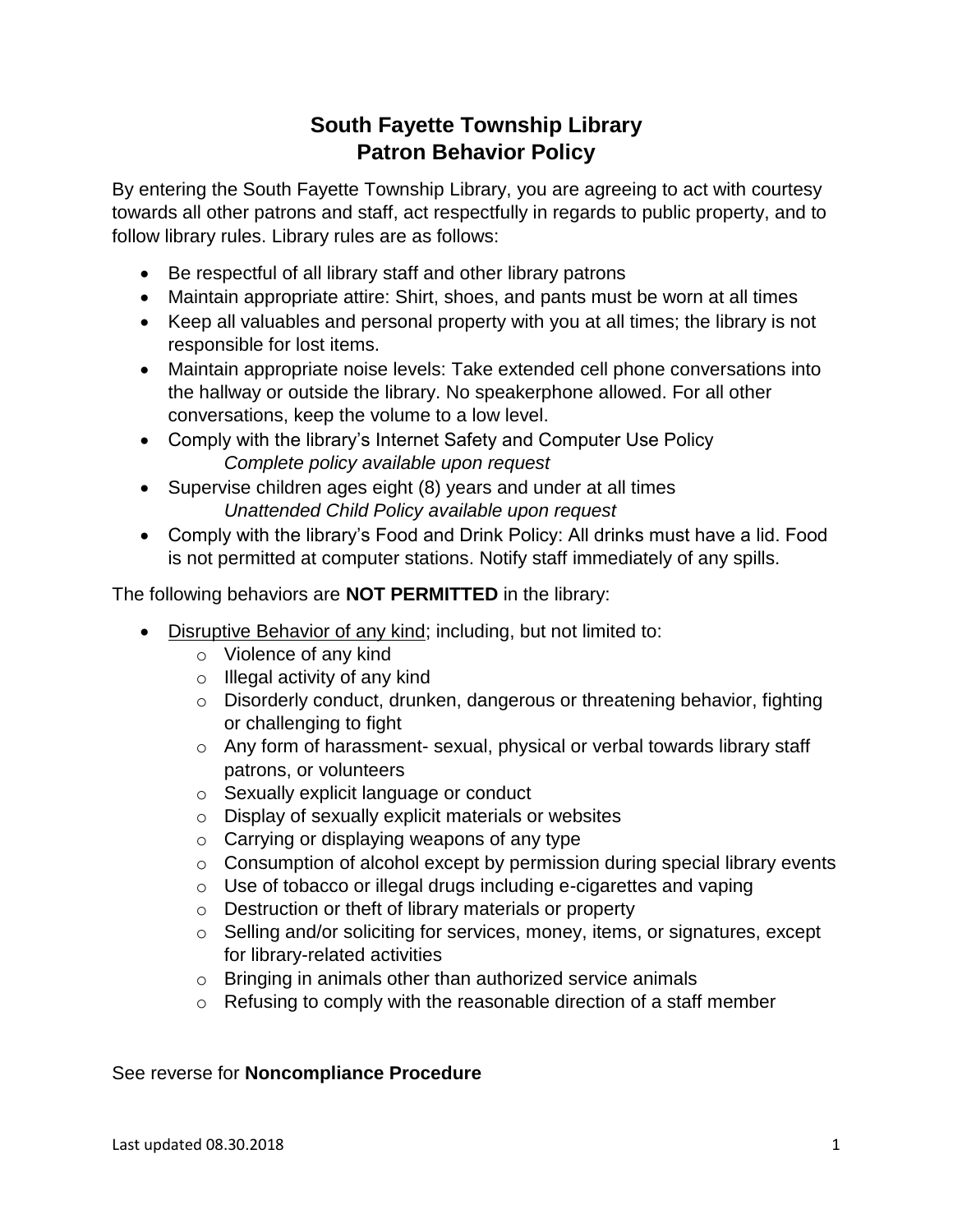# South Fayette Township Library
# Patron Behavior Policy

By entering the South Fayette Township Library, you are agreeing to act with courtesy towards all other patrons and staff, act respectfully in regards to public property, and to follow library rules. Library rules are as follows:

- Be respectful of all library staff and other library patrons
- Maintain appropriate attire: Shirt, shoes, and pants must be worn at all times
- Keep all valuables and personal property with you at all times; the library is not responsible for lost items.
- Maintain appropriate noise levels: Take extended cell phone conversations into the hallway or outside the library. No speakerphone allowed. For all other conversations, keep the volume to a low level.
- Comply with the library's Internet Safety and Computer Use Policy
  *Complete policy available upon request*
- Supervise children ages eight (8) years and under at all times
  *Unattended Child Policy available upon request*
- Comply with the library's Food and Drink Policy: All drinks must have a lid. Food is not permitted at computer stations. Notify staff immediately of any spills.

The following behaviors are **NOT PERMITTED** in the library:

- <u>Disruptive Behavior of any kind</u>; including, but not limited to:
  - Violence of any kind
  - Illegal activity of any kind
  - Disorderly conduct, drunken, dangerous or threatening behavior, fighting or challenging to fight
  - Any form of harassment- sexual, physical or verbal towards library staff patrons, or volunteers
  - Sexually explicit language or conduct
  - Display of sexually explicit materials or websites
  - Carrying or displaying weapons of any type
  - Consumption of alcohol except by permission during special library events
  - Use of tobacco or illegal drugs including e-cigarettes and vaping
  - Destruction or theft of library materials or property
  - Selling and/or soliciting for services, money, items, or signatures, except for library-related activities
  - Bringing in animals other than authorized service animals
  - Refusing to comply with the reasonable direction of a staff member

See reverse for **Noncompliance Procedure**

Last updated 08.30.2018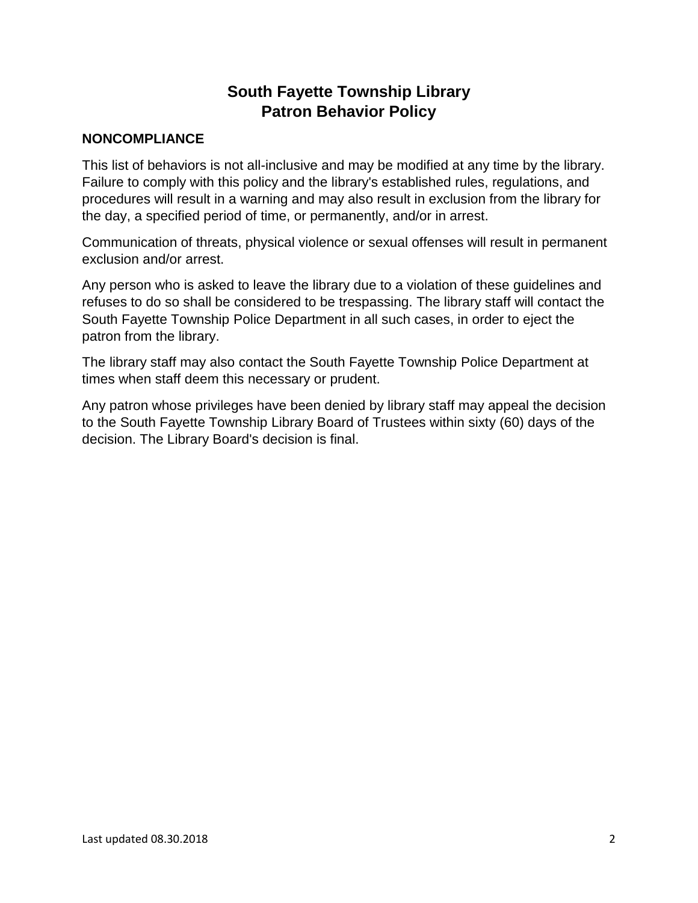# South Fayette Township Library
# Patron Behavior Policy

## NONCOMPLIANCE

This list of behaviors is not all-inclusive and may be modified at any time by the library. Failure to comply with this policy and the library's established rules, regulations, and procedures will result in a warning and may also result in exclusion from the library for the day, a specified period of time, or permanently, and/or in arrest.

Communication of threats, physical violence or sexual offenses will result in permanent exclusion and/or arrest.

Any person who is asked to leave the library due to a violation of these guidelines and refuses to do so shall be considered to be trespassing. The library staff will contact the South Fayette Township Police Department in all such cases, in order to eject the patron from the library.

The library staff may also contact the South Fayette Township Police Department at times when staff deem this necessary or prudent.

Any patron whose privileges have been denied by library staff may appeal the decision to the South Fayette Township Library Board of Trustees within sixty (60) days of the decision. The Library Board's decision is final.